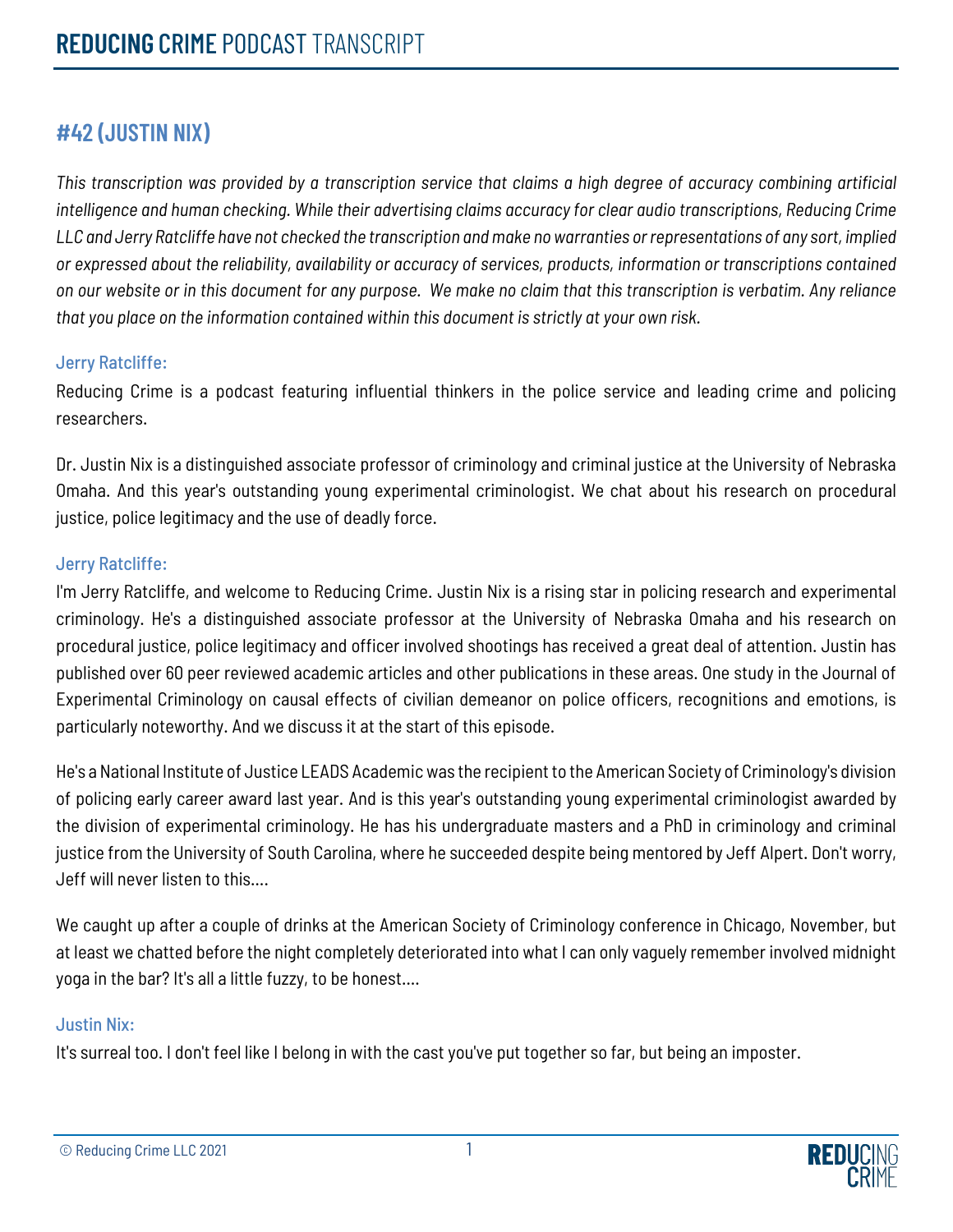# REDUCING CRIME PODCAST TRANSCRIPT

## #42 (JUSTIN NIX)

*This transcription was provided by a transcription service that claims a high degree of accuracy combining artificial intelligence and human checking. While their advertising claims accuracy for clear audio transcriptions, Reducing Crime LLC and Jerry Ratcliffe have not checked the transcription and make no warranties or representations of any sort, implied or expressed about the reliability, availability or accuracy of services, products, information or transcriptions contained on our website or in this document for any purpose. We make no claim that this transcription is verbatim. Any reliance that you place on the information contained within this document is strictly at your own risk.*

#### Jerry Ratcliffe:

Reducing Crime is a podcast featuring influential thinkers in the police service and leading crime and policing researchers.

Dr. Justin Nix is a distinguished associate professor of criminology and criminal justice at the University of Nebraska Omaha. And this year's outstanding young experimental criminologist. We chat about his research on procedural justice, police legitimacy and the use of deadly force.

#### Jerry Ratcliffe:

I'm Jerry Ratcliffe, and welcome to Reducing Crime. Justin Nix is a rising star in policing research and experimental criminology. He's a distinguished associate professor at the University of Nebraska Omaha and his research on procedural justice, police legitimacy and officer involved shootings has received a great deal of attention. Justin has published over 60 peer reviewed academic articles and other publications in these areas. One study in the Journal of Experimental Criminology on causal effects of civilian demeanor on police officers, recognitions and emotions, is particularly noteworthy. And we discuss it at the start of this episode.

He's a National Institute of Justice LEADS Academic was the recipient to the American Society of Criminology's division of policing early career award last year. And is this year's outstanding young experimental criminologist awarded by the division of experimental criminology. He has his undergraduate masters and a PhD in criminology and criminal justice from the University of South Carolina, where he succeeded despite being mentored by Jeff Alpert. Don't worry, Jeff will never listen to this....

We caught up after a couple of drinks at the American Society of Criminology conference in Chicago, November, but at least we chatted before the night completely deteriorated into what I can only vaguely remember involved midnight yoga in the bar? It's all a little fuzzy, to be honest....

#### Justin Nix:

It's surreal too. I don't feel like I belong in with the cast you've put together so far, but being an imposter.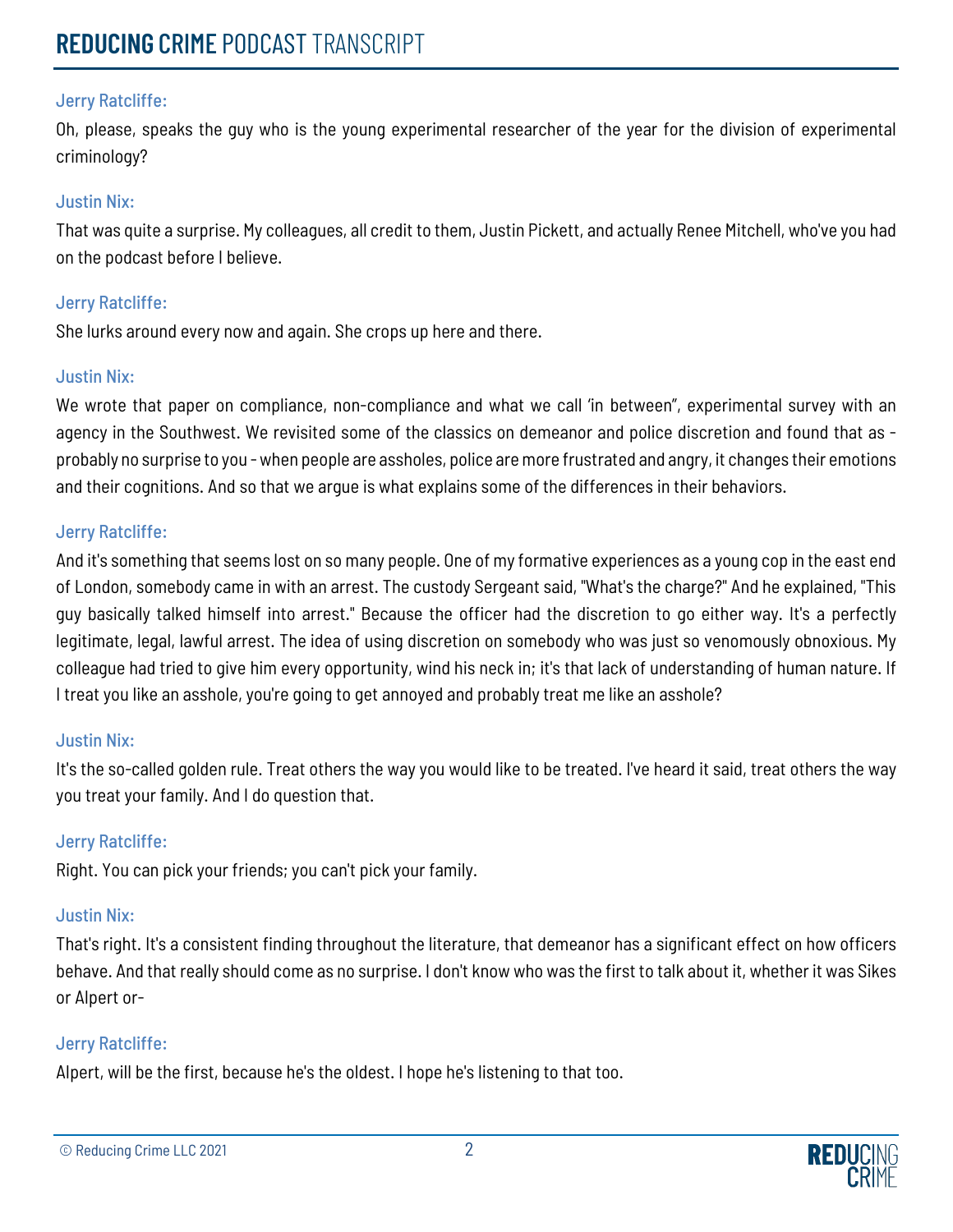**Jerry Ratcliffe:**

Oh, please, speaks the guy who is the young experimental researcher of the year for the division of experimental criminology?

**Justin Nix:**

That was quite a surprise. My colleagues, all credit to them, Justin Pickett, and actually Renee Mitchell, who've you had on the podcast before I believe.

**Jerry Ratcliffe:**

She lurks around every now and again. She crops up here and there.

**Justin Nix:**

We wrote that paper on compliance, non-compliance and what we call 'in between", experimental survey with an agency in the Southwest. We revisited some of the classics on demeanor and police discretion and found that as - probably no surprise to you - when people are assholes, police are more frustrated and angry, it changes their emotions and their cognitions. And so that we argue is what explains some of the differences in their behaviors.

**Jerry Ratcliffe:**

And it's something that seems lost on so many people. One of my formative experiences as a young cop in the east end of London, somebody came in with an arrest. The custody Sergeant said, "What's the charge?" And he explained, "This guy basically talked himself into arrest." Because the officer had the discretion to go either way. It's a perfectly legitimate, legal, lawful arrest. The idea of using discretion on somebody who was just so venomously obnoxious. My colleague had tried to give him every opportunity, wind his neck in; it's that lack of understanding of human nature. If I treat you like an asshole, you're going to get annoyed and probably treat me like an asshole?

**Justin Nix:**

It's the so-called golden rule. Treat others the way you would like to be treated. I've heard it said, treat others the way you treat your family. And I do question that.

**Jerry Ratcliffe:**

Right. You can pick your friends; you can't pick your family.

**Justin Nix:**

That's right. It's a consistent finding throughout the literature, that demeanor has a significant effect on how officers behave. And that really should come as no surprise. I don't know who was the first to talk about it, whether it was Sikes or Alpert or-

**Jerry Ratcliffe:**

Alpert, will be the first, because he's the oldest. I hope he's listening to that too.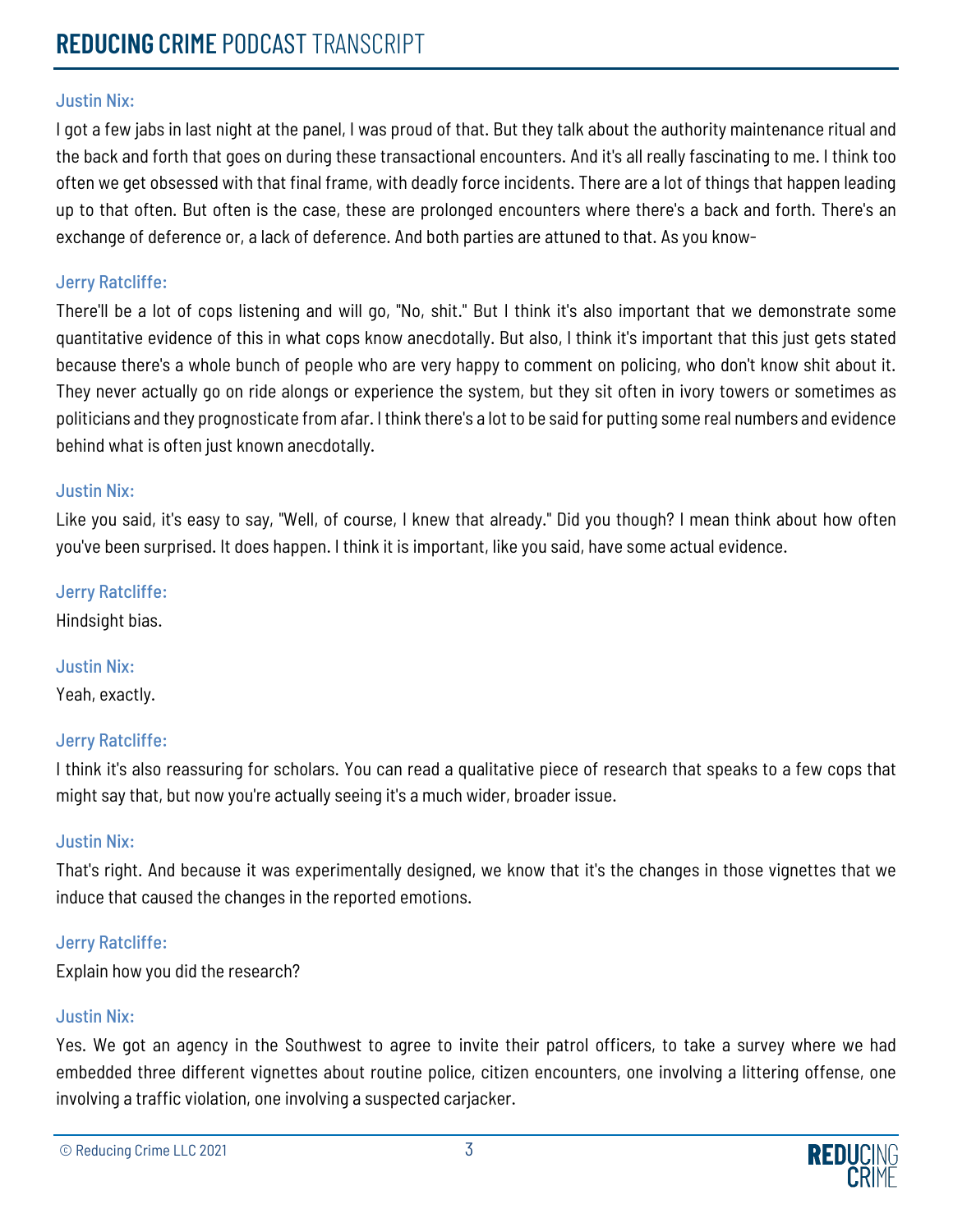**Justin Nix:**

I got a few jabs in last night at the panel, I was proud of that. But they talk about the authority maintenance ritual and the back and forth that goes on during these transactional encounters. And it's all really fascinating to me. I think too often we get obsessed with that final frame, with deadly force incidents. There are a lot of things that happen leading up to that often. But often is the case, these are prolonged encounters where there's a back and forth. There's an exchange of deference or, a lack of deference. And both parties are attuned to that. As you know-

**Jerry Ratcliffe:**

There'll be a lot of cops listening and will go, "No, shit." But I think it's also important that we demonstrate some quantitative evidence of this in what cops know anecdotally. But also, I think it's important that this just gets stated because there's a whole bunch of people who are very happy to comment on policing, who don't know shit about it. They never actually go on ride alongs or experience the system, but they sit often in ivory towers or sometimes as politicians and they prognosticate from afar. I think there's a lot to be said for putting some real numbers and evidence behind what is often just known anecdotally.

**Justin Nix:**

Like you said, it's easy to say, "Well, of course, I knew that already." Did you though? I mean think about how often you've been surprised. It does happen. I think it is important, like you said, have some actual evidence.

**Jerry Ratcliffe:**

Hindsight bias.

**Justin Nix:**

Yeah, exactly.

**Jerry Ratcliffe:**

I think it's also reassuring for scholars. You can read a qualitative piece of research that speaks to a few cops that might say that, but now you're actually seeing it's a much wider, broader issue.

**Justin Nix:**

That's right. And because it was experimentally designed, we know that it's the changes in those vignettes that we induce that caused the changes in the reported emotions.

**Jerry Ratcliffe:**

Explain how you did the research?

**Justin Nix:**

Yes. We got an agency in the Southwest to agree to invite their patrol officers, to take a survey where we had embedded three different vignettes about routine police, citizen encounters, one involving a littering offense, one involving a traffic violation, one involving a suspected carjacker.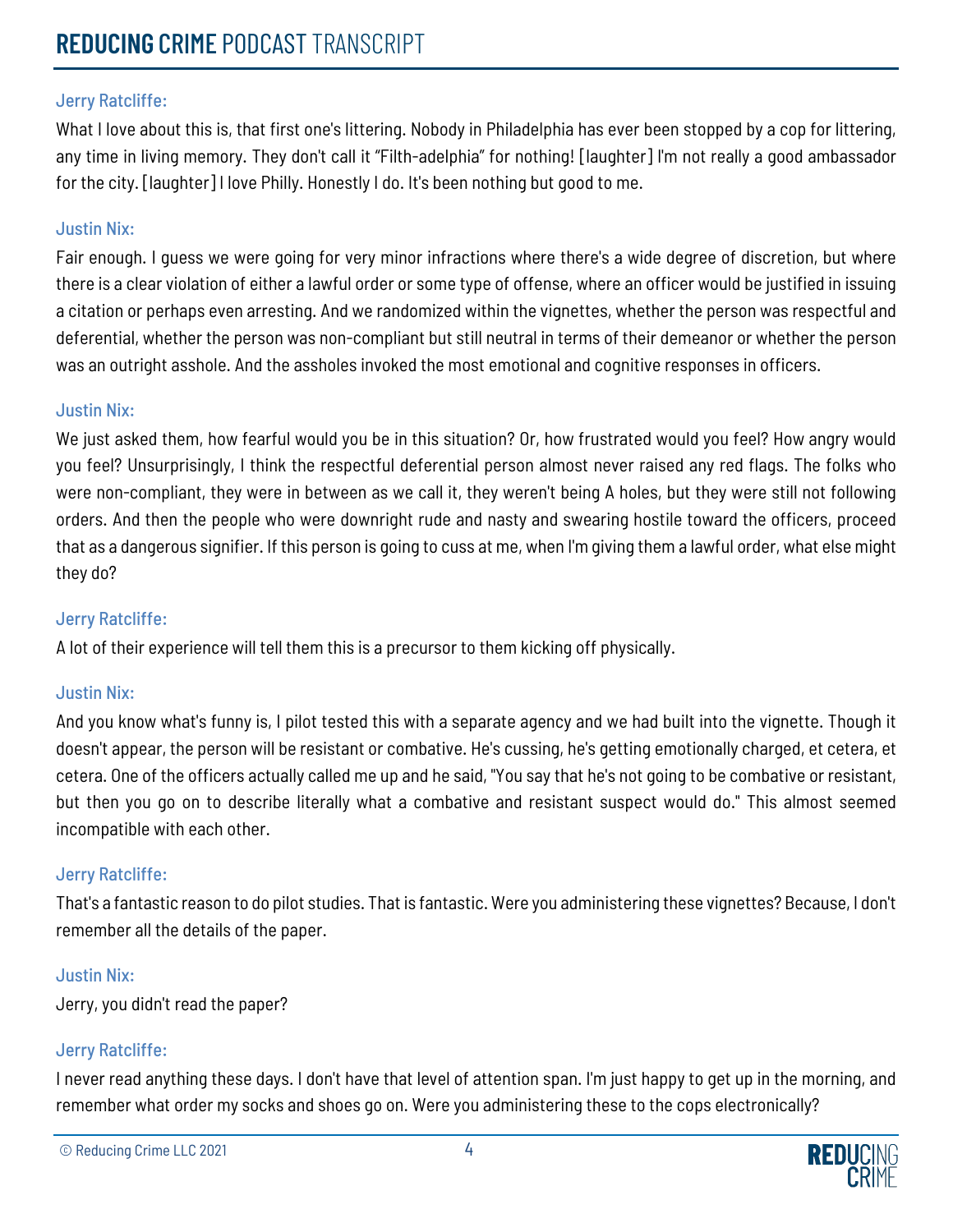Jerry Ratcliffe:

What I love about this is, that first one's littering. Nobody in Philadelphia has ever been stopped by a cop for littering, any time in living memory. They don't call it "Filth-adelphia" for nothing! [laughter] I'm not really a good ambassador for the city. [laughter] I love Philly. Honestly I do. It's been nothing but good to me.

Justin Nix:

Fair enough. I guess we were going for very minor infractions where there's a wide degree of discretion, but where there is a clear violation of either a lawful order or some type of offense, where an officer would be justified in issuing a citation or perhaps even arresting. And we randomized within the vignettes, whether the person was respectful and deferential, whether the person was non-compliant but still neutral in terms of their demeanor or whether the person was an outright asshole. And the assholes invoked the most emotional and cognitive responses in officers.

Justin Nix:

We just asked them, how fearful would you be in this situation? Or, how frustrated would you feel? How angry would you feel? Unsurprisingly, I think the respectful deferential person almost never raised any red flags. The folks who were non-compliant, they were in between as we call it, they weren't being A holes, but they were still not following orders. And then the people who were downright rude and nasty and swearing hostile toward the officers, proceed that as a dangerous signifier. If this person is going to cuss at me, when I'm giving them a lawful order, what else might they do?

Jerry Ratcliffe:

A lot of their experience will tell them this is a precursor to them kicking off physically.

Justin Nix:

And you know what's funny is, I pilot tested this with a separate agency and we had built into the vignette. Though it doesn't appear, the person will be resistant or combative. He's cussing, he's getting emotionally charged, et cetera, et cetera. One of the officers actually called me up and he said, "You say that he's not going to be combative or resistant, but then you go on to describe literally what a combative and resistant suspect would do." This almost seemed incompatible with each other.

Jerry Ratcliffe:

That's a fantastic reason to do pilot studies. That is fantastic. Were you administering these vignettes? Because, I don't remember all the details of the paper.

Justin Nix:

Jerry, you didn't read the paper?

Jerry Ratcliffe:

I never read anything these days. I don't have that level of attention span. I'm just happy to get up in the morning, and remember what order my socks and shoes go on. Were you administering these to the cops electronically?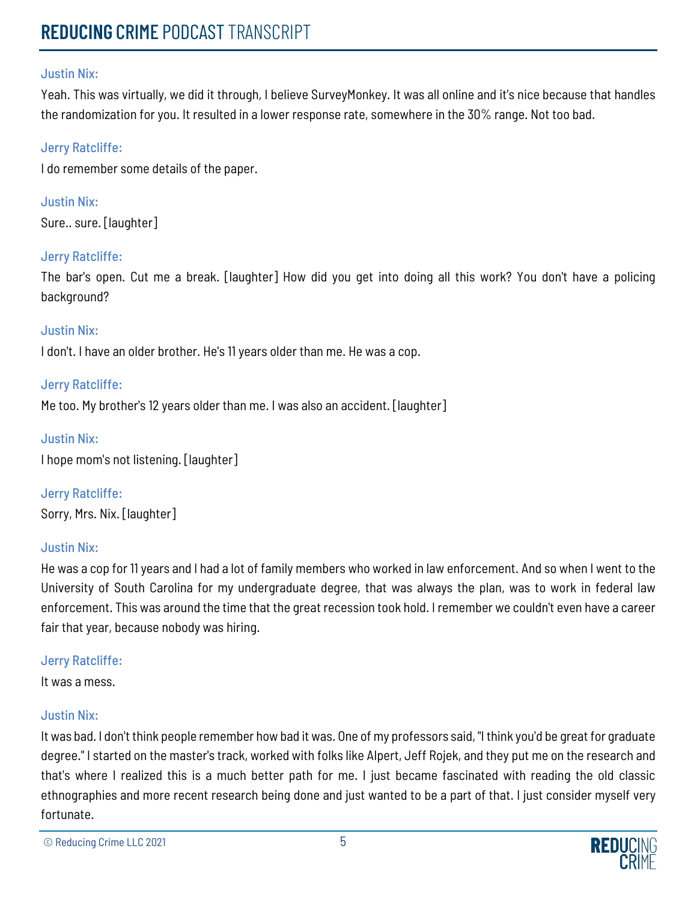Justin Nix:

Yeah. This was virtually, we did it through, I believe SurveyMonkey. It was all online and it's nice because that handles the randomization for you. It resulted in a lower response rate, somewhere in the 30% range. Not too bad.

Jerry Ratcliffe:

I do remember some details of the paper.

Justin Nix:

Sure.. sure. [laughter]

Jerry Ratcliffe:

The bar's open. Cut me a break. [laughter] How did you get into doing all this work? You don't have a policing background?

Justin Nix:

I don't. I have an older brother. He's 11 years older than me. He was a cop.

Jerry Ratcliffe:

Me too. My brother's 12 years older than me. I was also an accident. [laughter]

Justin Nix:

I hope mom's not listening. [laughter]

Jerry Ratcliffe:

Sorry, Mrs. Nix. [laughter]

Justin Nix:

He was a cop for 11 years and I had a lot of family members who worked in law enforcement. And so when I went to the University of South Carolina for my undergraduate degree, that was always the plan, was to work in federal law enforcement. This was around the time that the great recession took hold. I remember we couldn't even have a career fair that year, because nobody was hiring.

Jerry Ratcliffe:

It was a mess.

Justin Nix:

It was bad. I don't think people remember how bad it was. One of my professors said, "I think you'd be great for graduate degree." I started on the master's track, worked with folks like Alpert, Jeff Rojek, and they put me on the research and that's where I realized this is a much better path for me. I just became fascinated with reading the old classic ethnographies and more recent research being done and just wanted to be a part of that. I just consider myself very fortunate.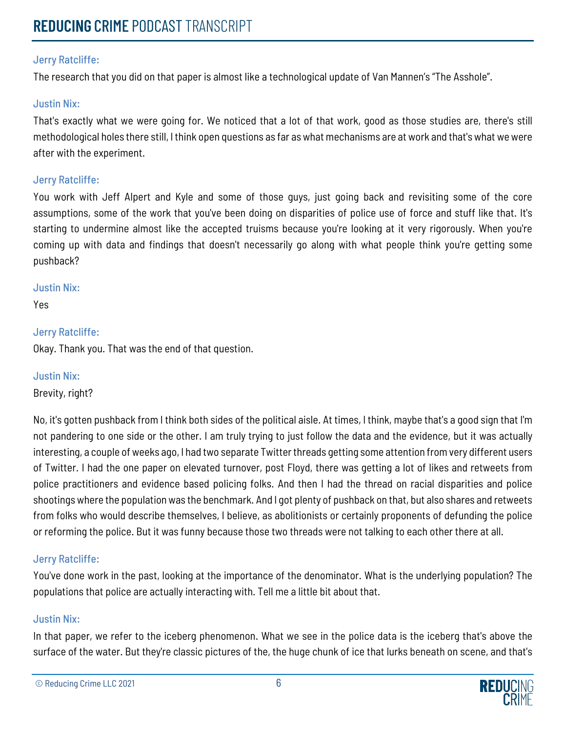Jerry Ratcliffe:

The research that you did on that paper is almost like a technological update of Van Mannen's "The Asshole".

Justin Nix:

That's exactly what we were going for. We noticed that a lot of that work, good as those studies are, there's still methodological holes there still, I think open questions as far as what mechanisms are at work and that's what we were after with the experiment.

Jerry Ratcliffe:

You work with Jeff Alpert and Kyle and some of those guys, just going back and revisiting some of the core assumptions, some of the work that you've been doing on disparities of police use of force and stuff like that. It's starting to undermine almost like the accepted truisms because you're looking at it very rigorously. When you're coming up with data and findings that doesn't necessarily go along with what people think you're getting some pushback?

Justin Nix:

Yes

Jerry Ratcliffe:

Okay. Thank you. That was the end of that question.

Justin Nix:

Brevity, right?

No, it's gotten pushback from I think both sides of the political aisle. At times, I think, maybe that's a good sign that I'm not pandering to one side or the other. I am truly trying to just follow the data and the evidence, but it was actually interesting, a couple of weeks ago, I had two separate Twitter threads getting some attention from very different users of Twitter. I had the one paper on elevated turnover, post Floyd, there was getting a lot of likes and retweets from police practitioners and evidence based policing folks. And then I had the thread on racial disparities and police shootings where the population was the benchmark. And I got plenty of pushback on that, but also shares and retweets from folks who would describe themselves, I believe, as abolitionists or certainly proponents of defunding the police or reforming the police. But it was funny because those two threads were not talking to each other there at all.

Jerry Ratcliffe:

You've done work in the past, looking at the importance of the denominator. What is the underlying population? The populations that police are actually interacting with. Tell me a little bit about that.

Justin Nix:

In that paper, we refer to the iceberg phenomenon. What we see in the police data is the iceberg that's above the surface of the water. But they're classic pictures of the, the huge chunk of ice that lurks beneath on scene, and that's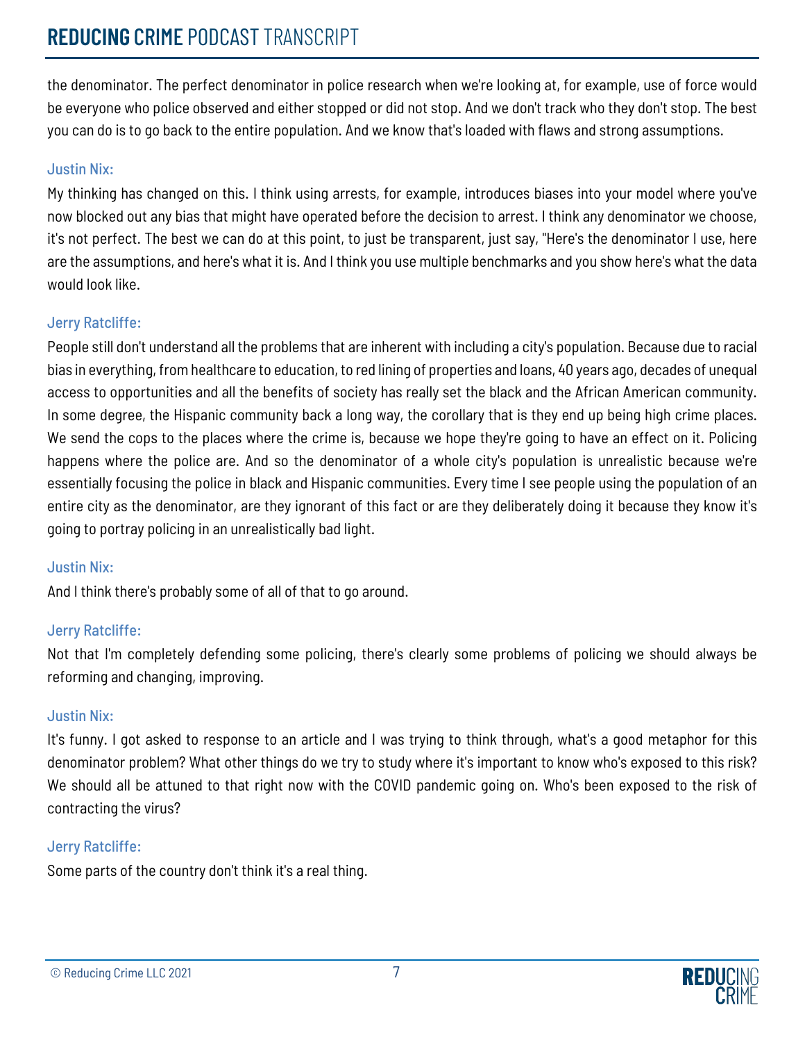the denominator. The perfect denominator in police research when we're looking at, for example, use of force would be everyone who police observed and either stopped or did not stop. And we don't track who they don't stop. The best you can do is to go back to the entire population. And we know that's loaded with flaws and strong assumptions.

**Justin Nix:**

My thinking has changed on this. I think using arrests, for example, introduces biases into your model where you've now blocked out any bias that might have operated before the decision to arrest. I think any denominator we choose, it's not perfect. The best we can do at this point, to just be transparent, just say, "Here's the denominator I use, here are the assumptions, and here's what it is. And I think you use multiple benchmarks and you show here's what the data would look like.

**Jerry Ratcliffe:**

People still don't understand all the problems that are inherent with including a city's population. Because due to racial bias in everything, from healthcare to education, to red lining of properties and loans, 40 years ago, decades of unequal access to opportunities and all the benefits of society has really set the black and the African American community. In some degree, the Hispanic community back a long way, the corollary that is they end up being high crime places. We send the cops to the places where the crime is, because we hope they're going to have an effect on it. Policing happens where the police are. And so the denominator of a whole city's population is unrealistic because we're essentially focusing the police in black and Hispanic communities. Every time I see people using the population of an entire city as the denominator, are they ignorant of this fact or are they deliberately doing it because they know it's going to portray policing in an unrealistically bad light.

**Justin Nix:**

And I think there's probably some of all of that to go around.

**Jerry Ratcliffe:**

Not that I'm completely defending some policing, there's clearly some problems of policing we should always be reforming and changing, improving.

**Justin Nix:**

It's funny. I got asked to response to an article and I was trying to think through, what's a good metaphor for this denominator problem? What other things do we try to study where it's important to know who's exposed to this risk? We should all be attuned to that right now with the COVID pandemic going on. Who's been exposed to the risk of contracting the virus?

**Jerry Ratcliffe:**

Some parts of the country don't think it's a real thing.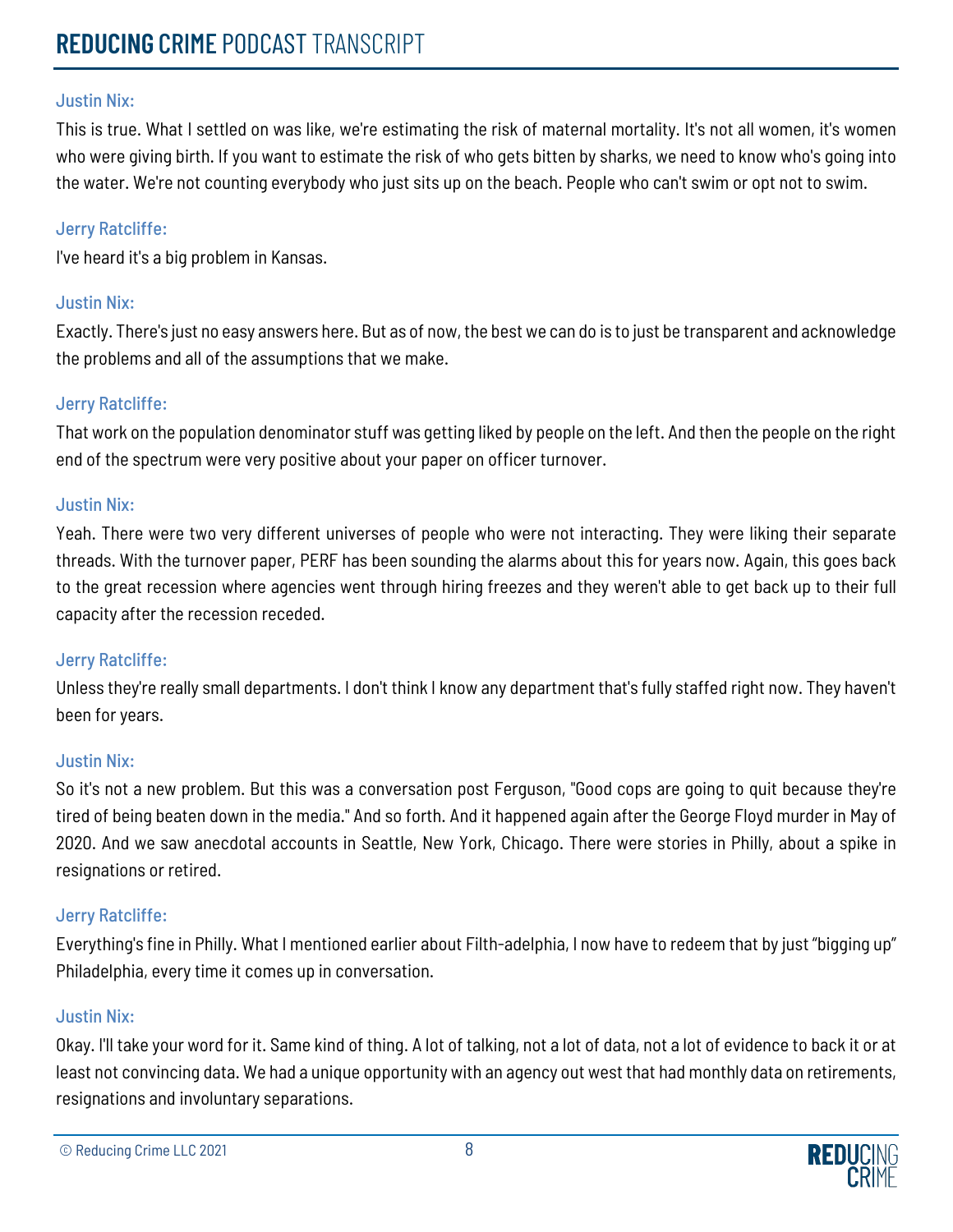Justin Nix:

This is true. What I settled on was like, we're estimating the risk of maternal mortality. It's not all women, it's women who were giving birth. If you want to estimate the risk of who gets bitten by sharks, we need to know who's going into the water. We're not counting everybody who just sits up on the beach. People who can't swim or opt not to swim.

Jerry Ratcliffe:

I've heard it's a big problem in Kansas.

Justin Nix:

Exactly. There's just no easy answers here. But as of now, the best we can do is to just be transparent and acknowledge the problems and all of the assumptions that we make.

Jerry Ratcliffe:

That work on the population denominator stuff was getting liked by people on the left. And then the people on the right end of the spectrum were very positive about your paper on officer turnover.

Justin Nix:

Yeah. There were two very different universes of people who were not interacting. They were liking their separate threads. With the turnover paper, PERF has been sounding the alarms about this for years now. Again, this goes back to the great recession where agencies went through hiring freezes and they weren't able to get back up to their full capacity after the recession receded.

Jerry Ratcliffe:

Unless they're really small departments. I don't think I know any department that's fully staffed right now. They haven't been for years.

Justin Nix:

So it's not a new problem. But this was a conversation post Ferguson, "Good cops are going to quit because they're tired of being beaten down in the media." And so forth. And it happened again after the George Floyd murder in May of 2020. And we saw anecdotal accounts in Seattle, New York, Chicago. There were stories in Philly, about a spike in resignations or retired.

Jerry Ratcliffe:

Everything's fine in Philly. What I mentioned earlier about Filth-adelphia, I now have to redeem that by just "bigging up" Philadelphia, every time it comes up in conversation.

Justin Nix:

Okay. I'll take your word for it. Same kind of thing. A lot of talking, not a lot of data, not a lot of evidence to back it or at least not convincing data. We had a unique opportunity with an agency out west that had monthly data on retirements, resignations and involuntary separations.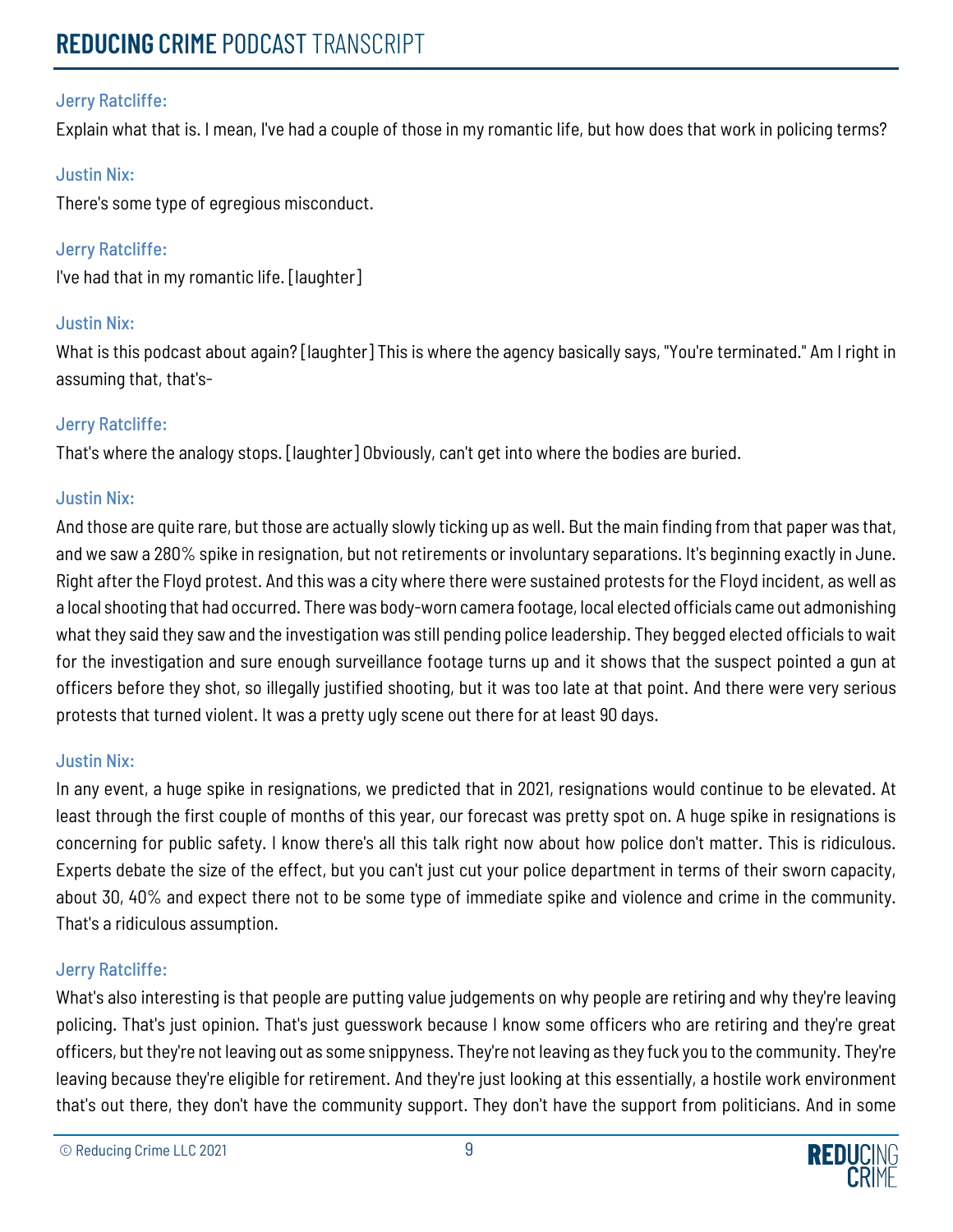Jerry Ratcliffe:

Explain what that is. I mean, I've had a couple of those in my romantic life, but how does that work in policing terms?

Justin Nix:

There's some type of egregious misconduct.

Jerry Ratcliffe:

I've had that in my romantic life. [laughter]

Justin Nix:

What is this podcast about again? [laughter] This is where the agency basically says, "You're terminated." Am I right in assuming that, that's-

Jerry Ratcliffe:

That's where the analogy stops. [laughter] Obviously, can't get into where the bodies are buried.

Justin Nix:

And those are quite rare, but those are actually slowly ticking up as well. But the main finding from that paper was that, and we saw a 280% spike in resignation, but not retirements or involuntary separations. It's beginning exactly in June. Right after the Floyd protest. And this was a city where there were sustained protests for the Floyd incident, as well as a local shooting that had occurred. There was body-worn camera footage, local elected officials came out admonishing what they said they saw and the investigation was still pending police leadership. They begged elected officials to wait for the investigation and sure enough surveillance footage turns up and it shows that the suspect pointed a gun at officers before they shot, so illegally justified shooting, but it was too late at that point. And there were very serious protests that turned violent. It was a pretty ugly scene out there for at least 90 days.

Justin Nix:

In any event, a huge spike in resignations, we predicted that in 2021, resignations would continue to be elevated. At least through the first couple of months of this year, our forecast was pretty spot on. A huge spike in resignations is concerning for public safety. I know there's all this talk right now about how police don't matter. This is ridiculous. Experts debate the size of the effect, but you can't just cut your police department in terms of their sworn capacity, about 30, 40% and expect there not to be some type of immediate spike and violence and crime in the community. That's a ridiculous assumption.

Jerry Ratcliffe:

What's also interesting is that people are putting value judgements on why people are retiring and why they're leaving policing. That's just opinion. That's just guesswork because I know some officers who are retiring and they're great officers, but they're not leaving out as some snippyness. They're not leaving as they fuck you to the community. They're leaving because they're eligible for retirement. And they're just looking at this essentially, a hostile work environment that's out there, they don't have the community support. They don't have the support from politicians. And in some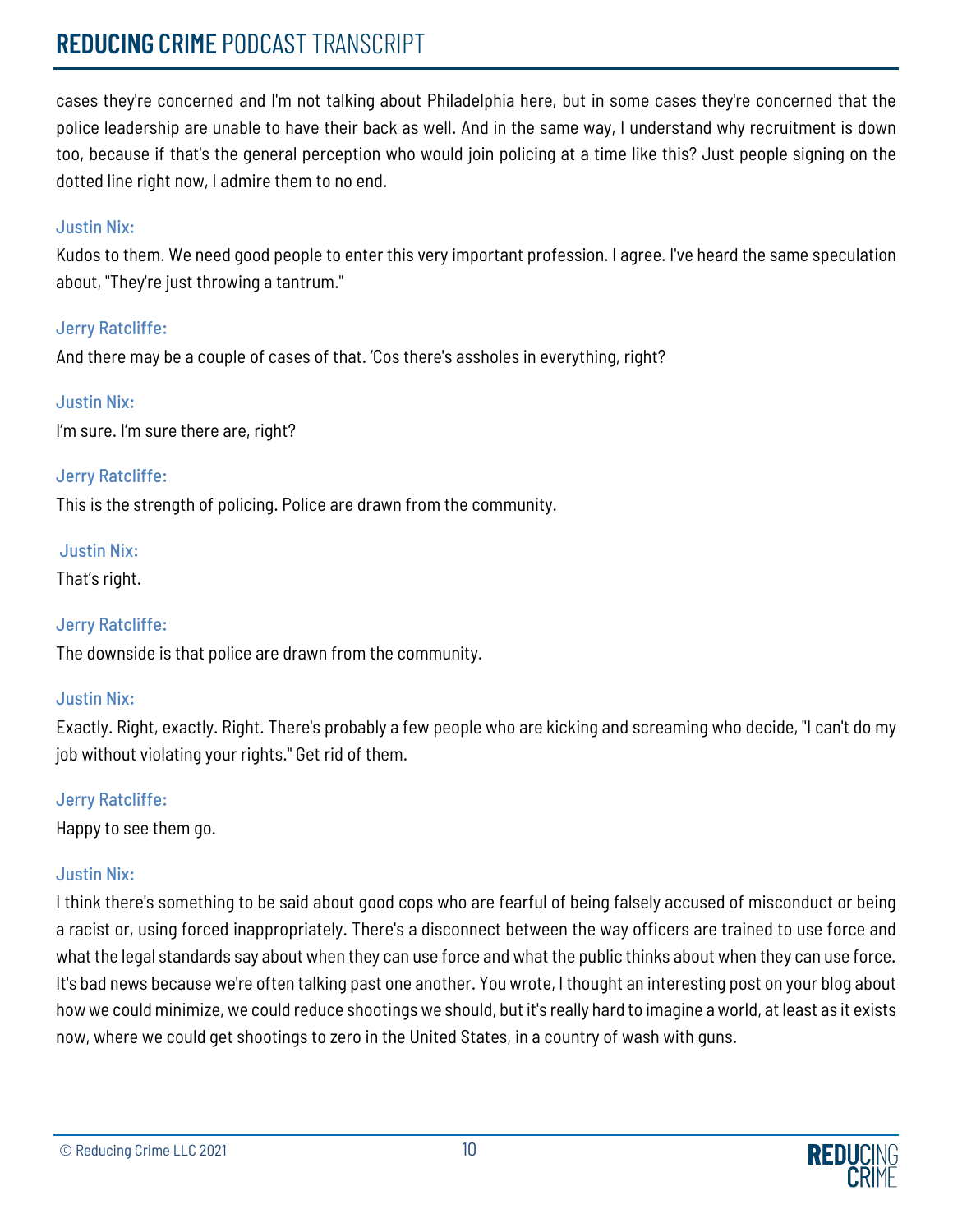cases they're concerned and I'm not talking about Philadelphia here, but in some cases they're concerned that the police leadership are unable to have their back as well. And in the same way, I understand why recruitment is down too, because if that's the general perception who would join policing at a time like this? Just people signing on the dotted line right now, I admire them to no end.

**Justin Nix:**

Kudos to them. We need good people to enter this very important profession. I agree. I've heard the same speculation about, "They're just throwing a tantrum."

**Jerry Ratcliffe:**

And there may be a couple of cases of that. 'Cos there's assholes in everything, right?

**Justin Nix:**

I'm sure. I'm sure there are, right?

**Jerry Ratcliffe:**

This is the strength of policing. Police are drawn from the community.

**Justin Nix:**

That's right.

**Jerry Ratcliffe:**

The downside is that police are drawn from the community.

**Justin Nix:**

Exactly. Right, exactly. Right. There's probably a few people who are kicking and screaming who decide, "I can't do my job without violating your rights." Get rid of them.

**Jerry Ratcliffe:**

Happy to see them go.

**Justin Nix:**

I think there's something to be said about good cops who are fearful of being falsely accused of misconduct or being a racist or, using forced inappropriately. There's a disconnect between the way officers are trained to use force and what the legal standards say about when they can use force and what the public thinks about when they can use force. It's bad news because we're often talking past one another. You wrote, I thought an interesting post on your blog about how we could minimize, we could reduce shootings we should, but it's really hard to imagine a world, at least as it exists now, where we could get shootings to zero in the United States, in a country of wash with guns.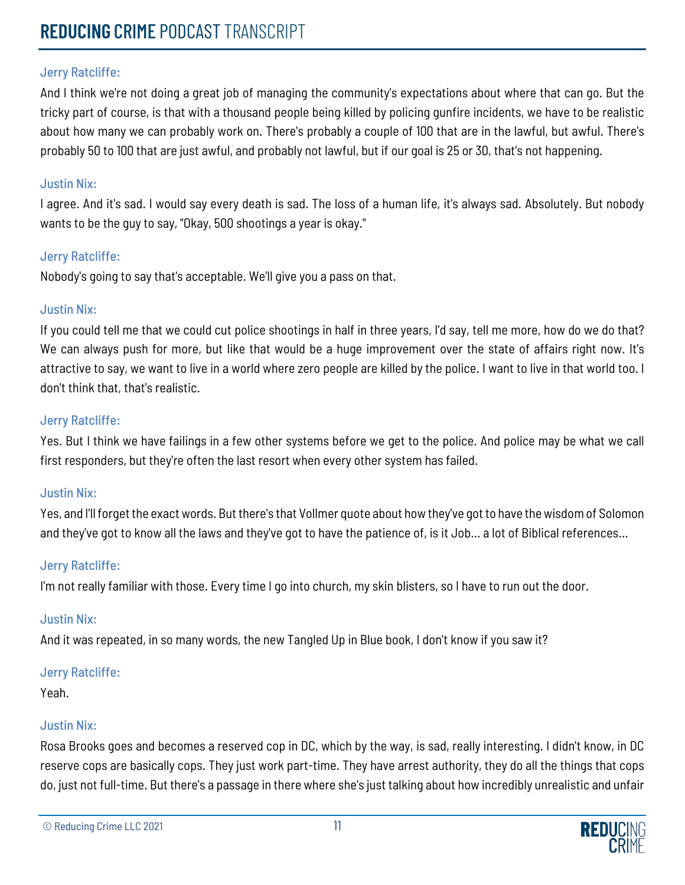Jerry Ratcliffe:

And I think we're not doing a great job of managing the community's expectations about where that can go. But the tricky part of course, is that with a thousand people being killed by policing gunfire incidents, we have to be realistic about how many we can probably work on. There's probably a couple of 100 that are in the lawful, but awful. There's probably 50 to 100 that are just awful, and probably not lawful, but if our goal is 25 or 30, that's not happening.

Justin Nix:

I agree. And it's sad. I would say every death is sad. The loss of a human life, it's always sad. Absolutely. But nobody wants to be the guy to say, "Okay, 500 shootings a year is okay."

Jerry Ratcliffe:

Nobody's going to say that's acceptable. We'll give you a pass on that.

Justin Nix:

If you could tell me that we could cut police shootings in half in three years, I'd say, tell me more, how do we do that? We can always push for more, but like that would be a huge improvement over the state of affairs right now. It's attractive to say, we want to live in a world where zero people are killed by the police. I want to live in that world too. I don't think that, that's realistic.

Jerry Ratcliffe:

Yes. But I think we have failings in a few other systems before we get to the police. And police may be what we call first responders, but they're often the last resort when every other system has failed.

Justin Nix:

Yes, and I'll forget the exact words. But there's that Vollmer quote about how they've got to have the wisdom of Solomon and they've got to know all the laws and they've got to have the patience of, is it Job... a lot of Biblical references...

Jerry Ratcliffe:

I'm not really familiar with those. Every time I go into church, my skin blisters, so I have to run out the door.

Justin Nix:

And it was repeated, in so many words, the new Tangled Up in Blue book, I don't know if you saw it?

Jerry Ratcliffe:

Yeah.

Justin Nix:

Rosa Brooks goes and becomes a reserved cop in DC, which by the way, is sad, really interesting. I didn't know, in DC reserve cops are basically cops. They just work part-time. They have arrest authority, they do all the things that cops do, just not full-time. But there's a passage in there where she's just talking about how incredibly unrealistic and unfair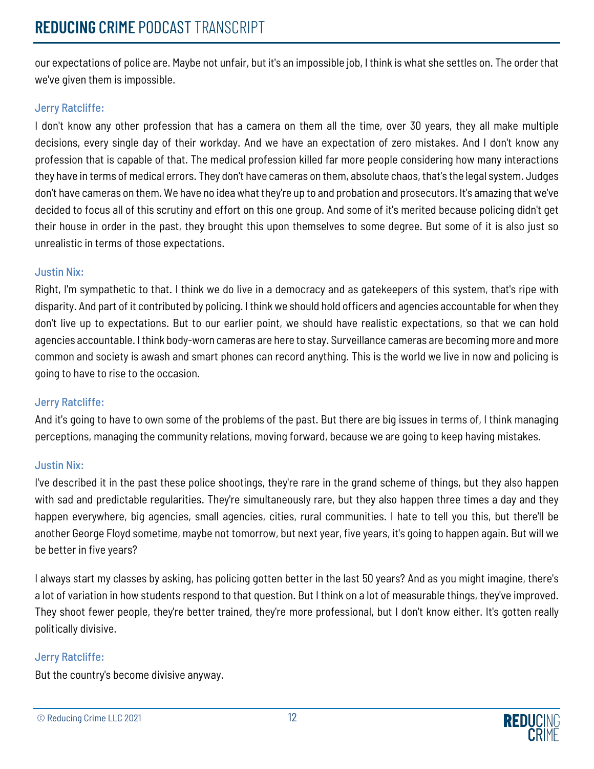our expectations of police are. Maybe not unfair, but it's an impossible job, I think is what she settles on. The order that we've given them is impossible.

**Jerry Ratcliffe:**

I don't know any other profession that has a camera on them all the time, over 30 years, they all make multiple decisions, every single day of their workday. And we have an expectation of zero mistakes. And I don't know any profession that is capable of that. The medical profession killed far more people considering how many interactions they have in terms of medical errors. They don't have cameras on them, absolute chaos, that's the legal system. Judges don't have cameras on them. We have no idea what they're up to and probation and prosecutors. It's amazing that we've decided to focus all of this scrutiny and effort on this one group. And some of it's merited because policing didn't get their house in order in the past, they brought this upon themselves to some degree. But some of it is also just so unrealistic in terms of those expectations.

**Justin Nix:**

Right, I'm sympathetic to that. I think we do live in a democracy and as gatekeepers of this system, that's ripe with disparity. And part of it contributed by policing. I think we should hold officers and agencies accountable for when they don't live up to expectations. But to our earlier point, we should have realistic expectations, so that we can hold agencies accountable. I think body-worn cameras are here to stay. Surveillance cameras are becoming more and more common and society is awash and smart phones can record anything. This is the world we live in now and policing is going to have to rise to the occasion.

**Jerry Ratcliffe:**

And it's going to have to own some of the problems of the past. But there are big issues in terms of, I think managing perceptions, managing the community relations, moving forward, because we are going to keep having mistakes.

**Justin Nix:**

I've described it in the past these police shootings, they're rare in the grand scheme of things, but they also happen with sad and predictable regularities. They're simultaneously rare, but they also happen three times a day and they happen everywhere, big agencies, small agencies, cities, rural communities. I hate to tell you this, but there'll be another George Floyd sometime, maybe not tomorrow, but next year, five years, it's going to happen again. But will we be better in five years?

I always start my classes by asking, has policing gotten better in the last 50 years? And as you might imagine, there's a lot of variation in how students respond to that question. But I think on a lot of measurable things, they've improved. They shoot fewer people, they're better trained, they're more professional, but I don't know either. It's gotten really politically divisive.

**Jerry Ratcliffe:**

But the country's become divisive anyway.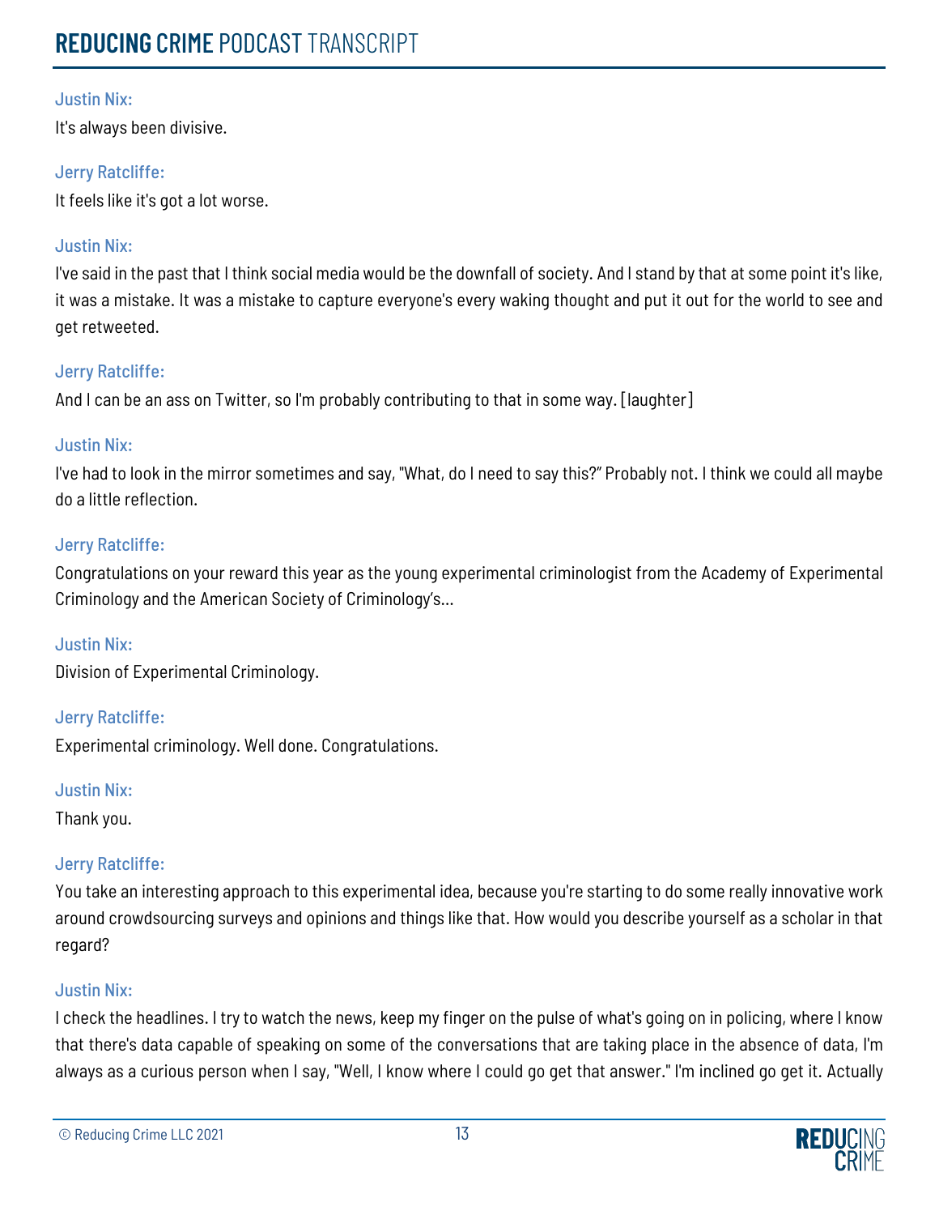**Justin Nix:**
It's always been divisive.

**Jerry Ratcliffe:**
It feels like it's got a lot worse.

**Justin Nix:**
I've said in the past that I think social media would be the downfall of society. And I stand by that at some point it's like, it was a mistake. It was a mistake to capture everyone's every waking thought and put it out for the world to see and get retweeted.

**Jerry Ratcliffe:**
And I can be an ass on Twitter, so I'm probably contributing to that in some way. [laughter]

**Justin Nix:**
I've had to look in the mirror sometimes and say, "What, do I need to say this?" Probably not. I think we could all maybe do a little reflection.

**Jerry Ratcliffe:**
Congratulations on your reward this year as the young experimental criminologist from the Academy of Experimental Criminology and the American Society of Criminology's...

**Justin Nix:**
Division of Experimental Criminology.

**Jerry Ratcliffe:**
Experimental criminology. Well done. Congratulations.

**Justin Nix:**
Thank you.

**Jerry Ratcliffe:**
You take an interesting approach to this experimental idea, because you're starting to do some really innovative work around crowdsourcing surveys and opinions and things like that. How would you describe yourself as a scholar in that regard?

**Justin Nix:**
I check the headlines. I try to watch the news, keep my finger on the pulse of what's going on in policing, where I know that there's data capable of speaking on some of the conversations that are taking place in the absence of data, I'm always as a curious person when I say, "Well, I know where I could go get that answer." I'm inclined go get it. Actually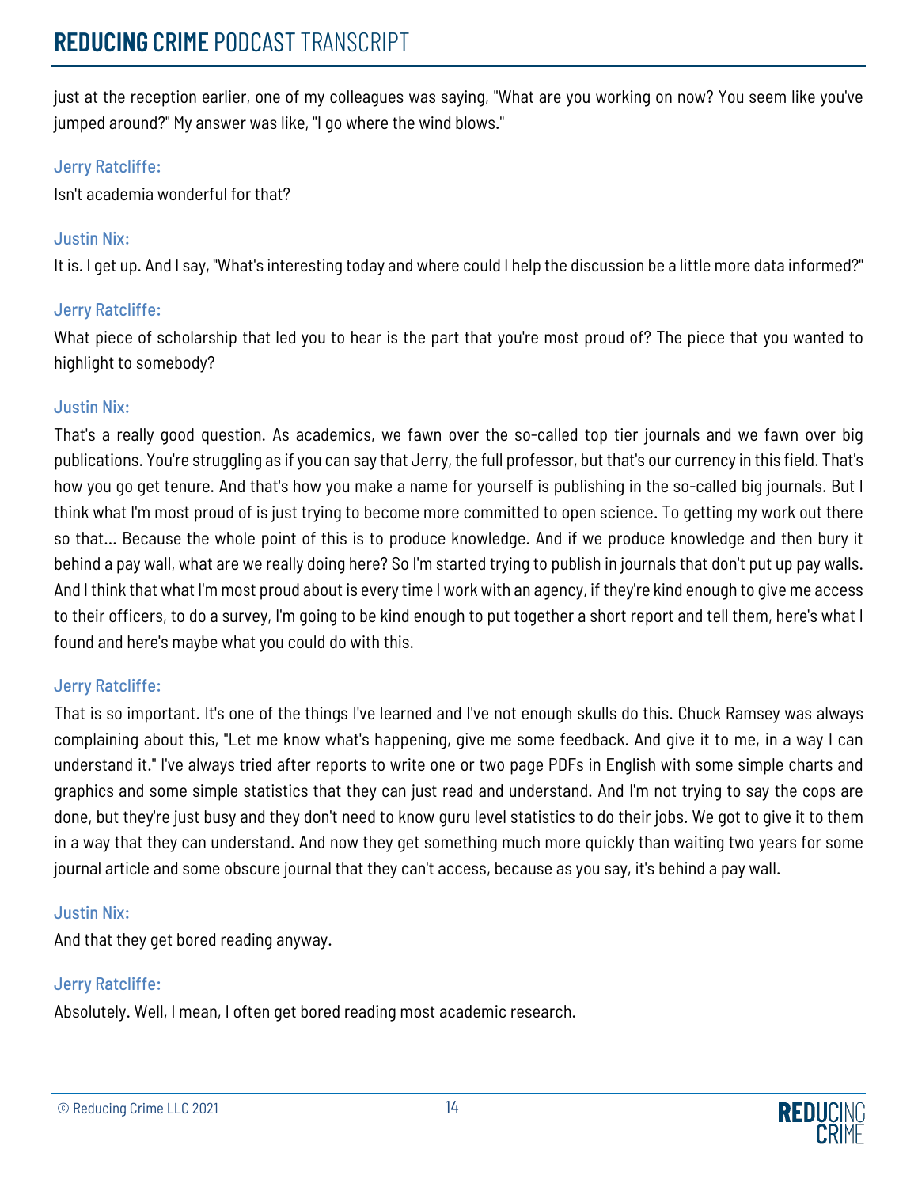just at the reception earlier, one of my colleagues was saying, "What are you working on now? You seem like you've jumped around?" My answer was like, "I go where the wind blows."

Jerry Ratcliffe:

Isn't academia wonderful for that?

Justin Nix:

It is. I get up. And I say, "What's interesting today and where could I help the discussion be a little more data informed?"

Jerry Ratcliffe:

What piece of scholarship that led you to hear is the part that you're most proud of? The piece that you wanted to highlight to somebody?

Justin Nix:

That's a really good question. As academics, we fawn over the so-called top tier journals and we fawn over big publications. You're struggling as if you can say that Jerry, the full professor, but that's our currency in this field. That's how you go get tenure. And that's how you make a name for yourself is publishing in the so-called big journals. But I think what I'm most proud of is just trying to become more committed to open science. To getting my work out there so that... Because the whole point of this is to produce knowledge. And if we produce knowledge and then bury it behind a pay wall, what are we really doing here? So I'm started trying to publish in journals that don't put up pay walls. And I think that what I'm most proud about is every time I work with an agency, if they're kind enough to give me access to their officers, to do a survey, I'm going to be kind enough to put together a short report and tell them, here's what I found and here's maybe what you could do with this.

Jerry Ratcliffe:

That is so important. It's one of the things I've learned and I've not enough skulls do this. Chuck Ramsey was always complaining about this, "Let me know what's happening, give me some feedback. And give it to me, in a way I can understand it." I've always tried after reports to write one or two page PDFs in English with some simple charts and graphics and some simple statistics that they can just read and understand. And I'm not trying to say the cops are done, but they're just busy and they don't need to know guru level statistics to do their jobs. We got to give it to them in a way that they can understand. And now they get something much more quickly than waiting two years for some journal article and some obscure journal that they can't access, because as you say, it's behind a pay wall.

Justin Nix:

And that they get bored reading anyway.

Jerry Ratcliffe:

Absolutely. Well, I mean, I often get bored reading most academic research.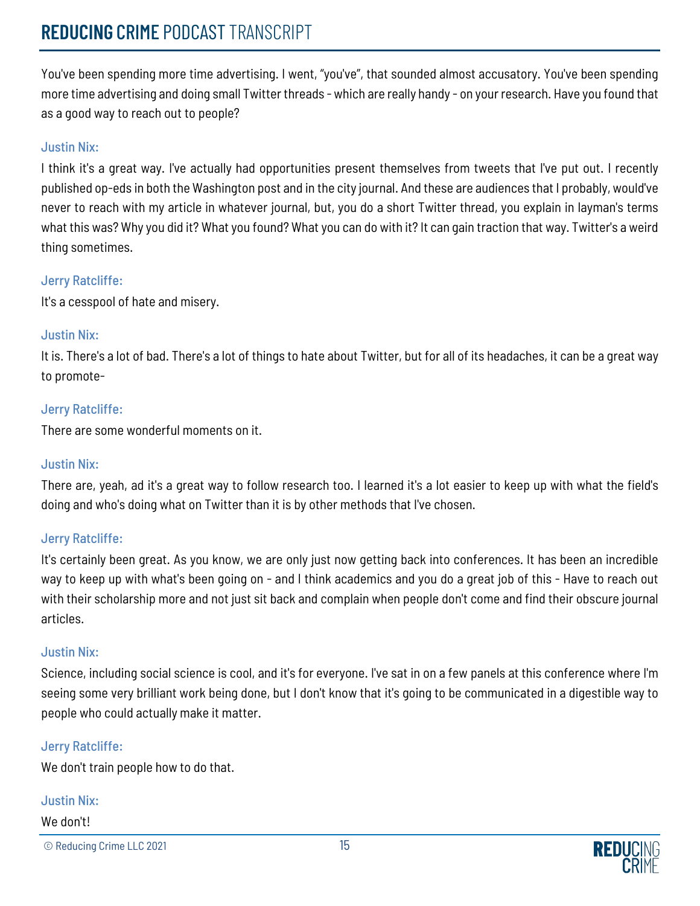You've been spending more time advertising. I went, "you've", that sounded almost accusatory. You've been spending more time advertising and doing small Twitter threads - which are really handy - on your research. Have you found that as a good way to reach out to people?

**Justin Nix:**

I think it's a great way. I've actually had opportunities present themselves from tweets that I've put out. I recently published op-eds in both the Washington post and in the city journal. And these are audiences that I probably, would've never to reach with my article in whatever journal, but, you do a short Twitter thread, you explain in layman's terms what this was? Why you did it? What you found? What you can do with it? It can gain traction that way. Twitter's a weird thing sometimes.

**Jerry Ratcliffe:**

It's a cesspool of hate and misery.

**Justin Nix:**

It is. There's a lot of bad. There's a lot of things to hate about Twitter, but for all of its headaches, it can be a great way to promote-

**Jerry Ratcliffe:**

There are some wonderful moments on it.

**Justin Nix:**

There are, yeah, ad it's a great way to follow research too. I learned it's a lot easier to keep up with what the field's doing and who's doing what on Twitter than it is by other methods that I've chosen.

**Jerry Ratcliffe:**

It's certainly been great. As you know, we are only just now getting back into conferences. It has been an incredible way to keep up with what's been going on - and I think academics and you do a great job of this - Have to reach out with their scholarship more and not just sit back and complain when people don't come and find their obscure journal articles.

**Justin Nix:**

Science, including social science is cool, and it's for everyone. I've sat in on a few panels at this conference where I'm seeing some very brilliant work being done, but I don't know that it's going to be communicated in a digestible way to people who could actually make it matter.

**Jerry Ratcliffe:**

We don't train people how to do that.

**Justin Nix:**

We don't!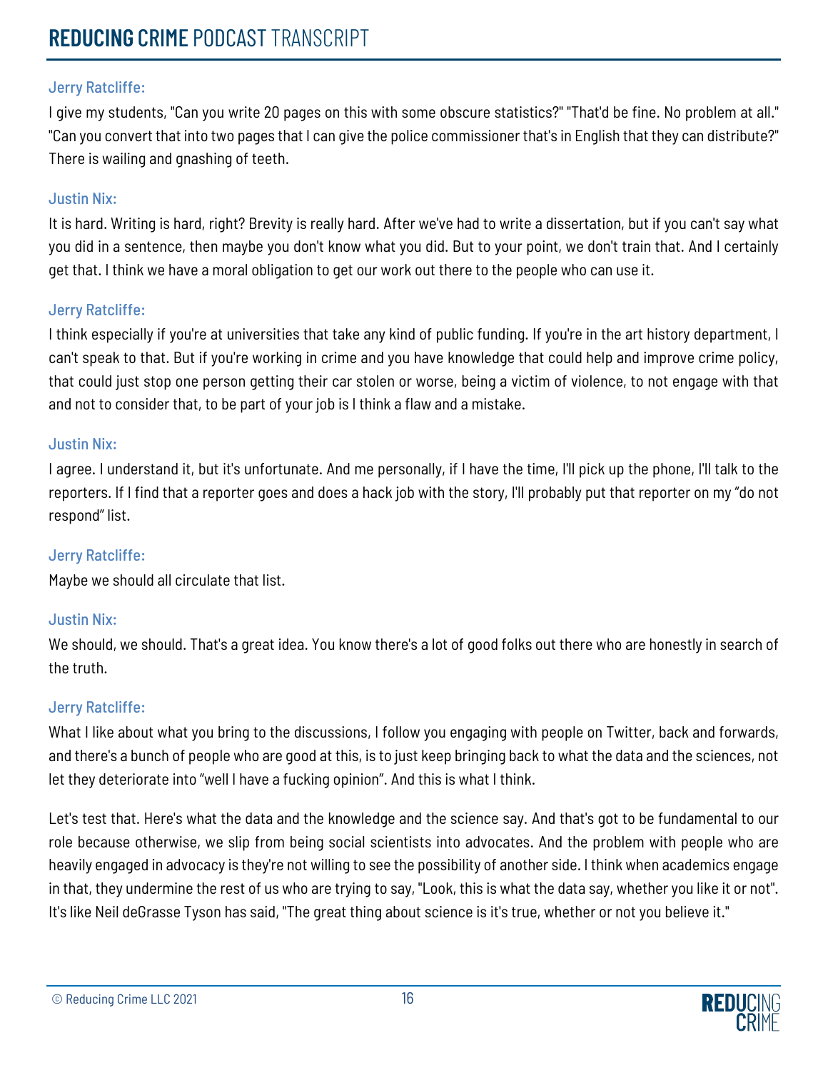Jerry Ratcliffe:

I give my students, "Can you write 20 pages on this with some obscure statistics?" "That'd be fine. No problem at all." "Can you convert that into two pages that I can give the police commissioner that's in English that they can distribute?" There is wailing and gnashing of teeth.

Justin Nix:

It is hard. Writing is hard, right? Brevity is really hard. After we've had to write a dissertation, but if you can't say what you did in a sentence, then maybe you don't know what you did. But to your point, we don't train that. And I certainly get that. I think we have a moral obligation to get our work out there to the people who can use it.

Jerry Ratcliffe:

I think especially if you're at universities that take any kind of public funding. If you're in the art history department, I can't speak to that. But if you're working in crime and you have knowledge that could help and improve crime policy, that could just stop one person getting their car stolen or worse, being a victim of violence, to not engage with that and not to consider that, to be part of your job is I think a flaw and a mistake.

Justin Nix:

I agree. I understand it, but it's unfortunate. And me personally, if I have the time, I'll pick up the phone, I'll talk to the reporters. If I find that a reporter goes and does a hack job with the story, I'll probably put that reporter on my "do not respond" list.

Jerry Ratcliffe:

Maybe we should all circulate that list.

Justin Nix:

We should, we should. That's a great idea. You know there's a lot of good folks out there who are honestly in search of the truth.

Jerry Ratcliffe:

What I like about what you bring to the discussions, I follow you engaging with people on Twitter, back and forwards, and there's a bunch of people who are good at this, is to just keep bringing back to what the data and the sciences, not let they deteriorate into "well I have a fucking opinion". And this is what I think.

Let's test that. Here's what the data and the knowledge and the science say. And that's got to be fundamental to our role because otherwise, we slip from being social scientists into advocates. And the problem with people who are heavily engaged in advocacy is they're not willing to see the possibility of another side. I think when academics engage in that, they undermine the rest of us who are trying to say, "Look, this is what the data say, whether you like it or not". It's like Neil deGrasse Tyson has said, "The great thing about science is it's true, whether or not you believe it."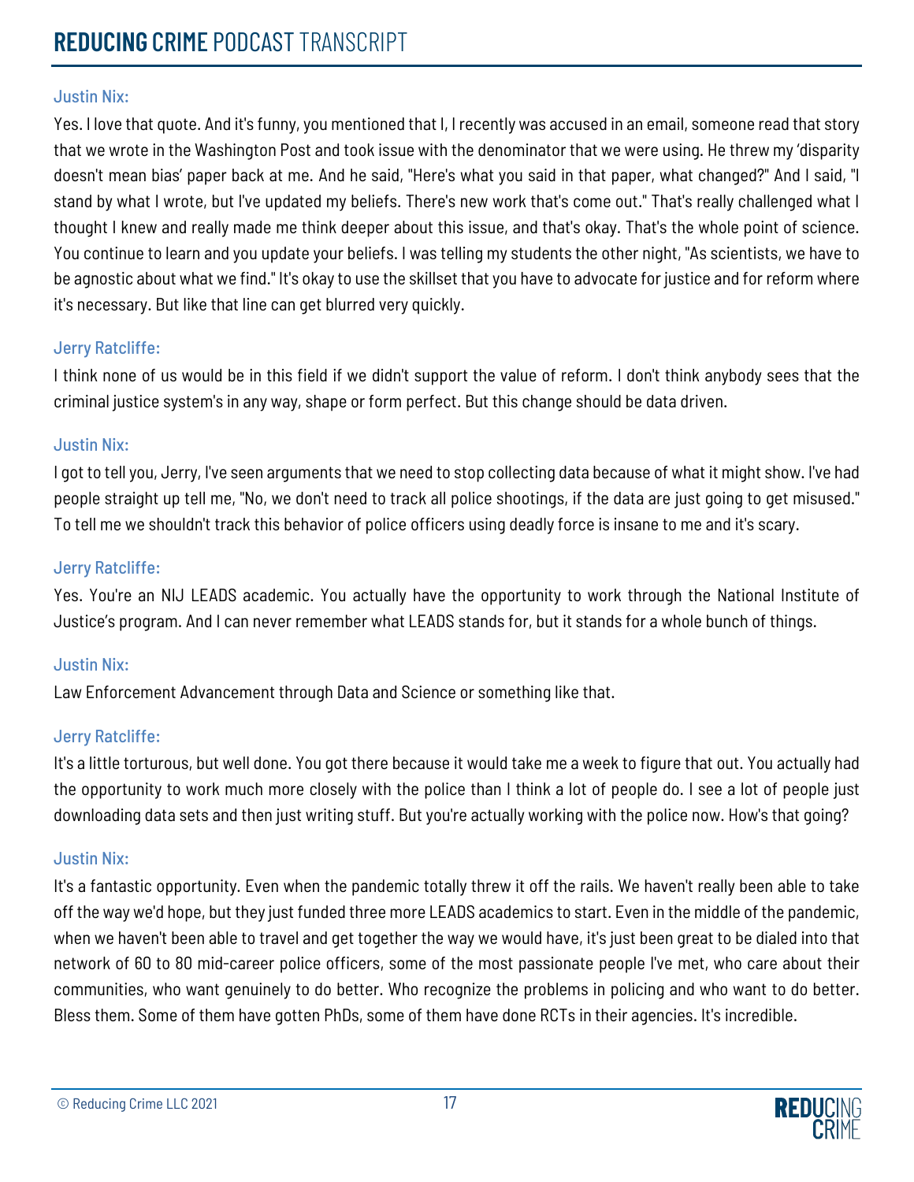Justin Nix:

Yes. I love that quote. And it's funny, you mentioned that I, I recently was accused in an email, someone read that story that we wrote in the Washington Post and took issue with the denominator that we were using. He threw my 'disparity doesn't mean bias' paper back at me. And he said, "Here's what you said in that paper, what changed?" And I said, "I stand by what I wrote, but I've updated my beliefs. There's new work that's come out." That's really challenged what I thought I knew and really made me think deeper about this issue, and that's okay. That's the whole point of science. You continue to learn and you update your beliefs. I was telling my students the other night, "As scientists, we have to be agnostic about what we find." It's okay to use the skillset that you have to advocate for justice and for reform where it's necessary. But like that line can get blurred very quickly.

Jerry Ratcliffe:

I think none of us would be in this field if we didn't support the value of reform. I don't think anybody sees that the criminal justice system's in any way, shape or form perfect. But this change should be data driven.

Justin Nix:

I got to tell you, Jerry, I've seen arguments that we need to stop collecting data because of what it might show. I've had people straight up tell me, "No, we don't need to track all police shootings, if the data are just going to get misused." To tell me we shouldn't track this behavior of police officers using deadly force is insane to me and it's scary.

Jerry Ratcliffe:

Yes. You're an NIJ LEADS academic. You actually have the opportunity to work through the National Institute of Justice's program. And I can never remember what LEADS stands for, but it stands for a whole bunch of things.

Justin Nix:

Law Enforcement Advancement through Data and Science or something like that.

Jerry Ratcliffe:

It's a little torturous, but well done. You got there because it would take me a week to figure that out. You actually had the opportunity to work much more closely with the police than I think a lot of people do. I see a lot of people just downloading data sets and then just writing stuff. But you're actually working with the police now. How's that going?

Justin Nix:

It's a fantastic opportunity. Even when the pandemic totally threw it off the rails. We haven't really been able to take off the way we'd hope, but they just funded three more LEADS academics to start. Even in the middle of the pandemic, when we haven't been able to travel and get together the way we would have, it's just been great to be dialed into that network of 60 to 80 mid-career police officers, some of the most passionate people I've met, who care about their communities, who want genuinely to do better. Who recognize the problems in policing and who want to do better. Bless them. Some of them have gotten PhDs, some of them have done RCTs in their agencies. It's incredible.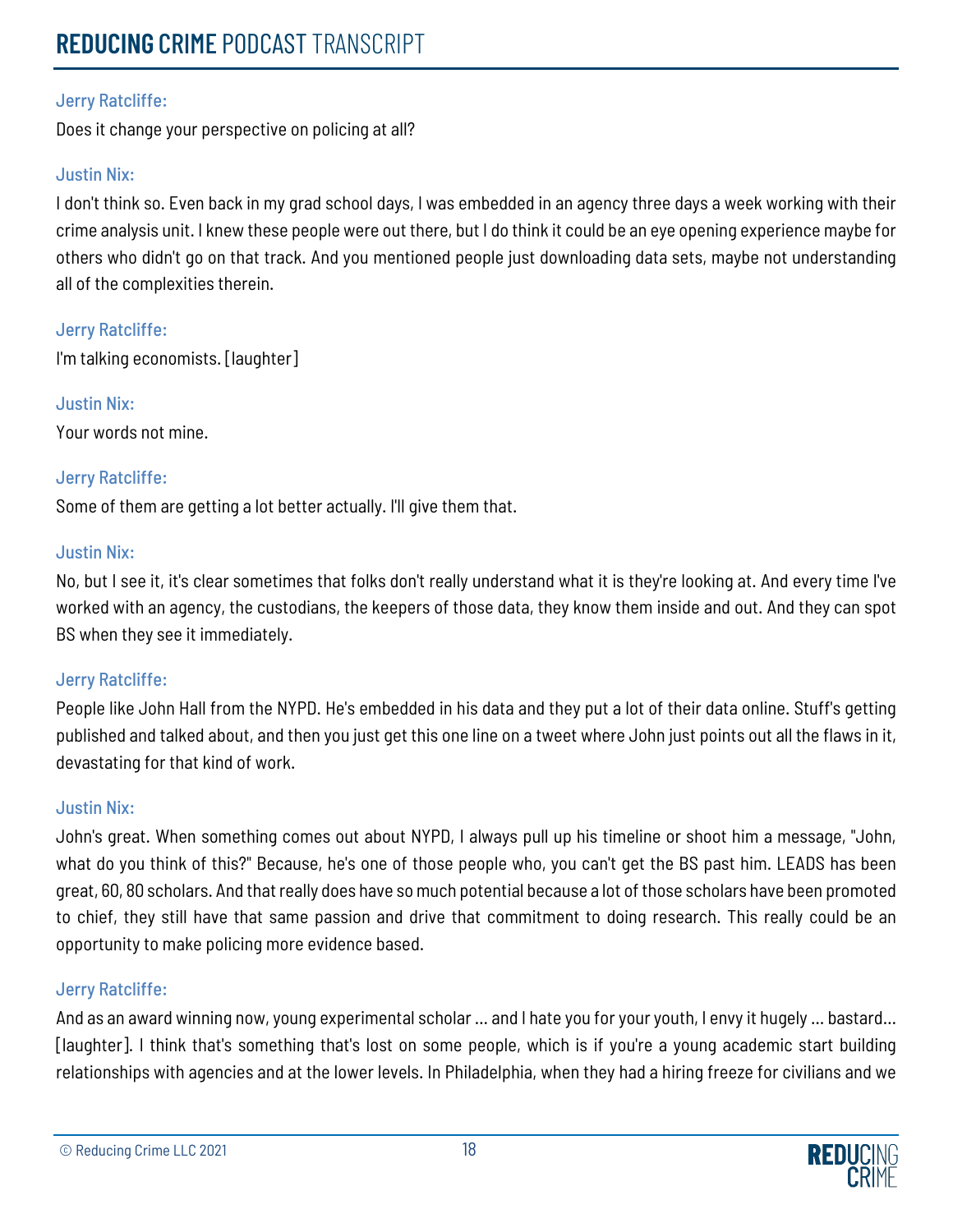**Jerry Ratcliffe:**

Does it change your perspective on policing at all?

**Justin Nix:**

I don't think so. Even back in my grad school days, I was embedded in an agency three days a week working with their crime analysis unit. I knew these people were out there, but I do think it could be an eye opening experience maybe for others who didn't go on that track. And you mentioned people just downloading data sets, maybe not understanding all of the complexities therein.

**Jerry Ratcliffe:**

I'm talking economists. [laughter]

**Justin Nix:**

Your words not mine.

**Jerry Ratcliffe:**

Some of them are getting a lot better actually. I'll give them that.

**Justin Nix:**

No, but I see it, it's clear sometimes that folks don't really understand what it is they're looking at. And every time I've worked with an agency, the custodians, the keepers of those data, they know them inside and out. And they can spot BS when they see it immediately.

**Jerry Ratcliffe:**

People like John Hall from the NYPD. He's embedded in his data and they put a lot of their data online. Stuff's getting published and talked about, and then you just get this one line on a tweet where John just points out all the flaws in it, devastating for that kind of work.

**Justin Nix:**

John's great. When something comes out about NYPD, I always pull up his timeline or shoot him a message, "John, what do you think of this?" Because, he's one of those people who, you can't get the BS past him. LEADS has been great, 60, 80 scholars. And that really does have so much potential because a lot of those scholars have been promoted to chief, they still have that same passion and drive that commitment to doing research. This really could be an opportunity to make policing more evidence based.

**Jerry Ratcliffe:**

And as an award winning now, young experimental scholar ... and I hate you for your youth, I envy it hugely ... bastard... [laughter]. I think that's something that's lost on some people, which is if you're a young academic start building relationships with agencies and at the lower levels. In Philadelphia, when they had a hiring freeze for civilians and we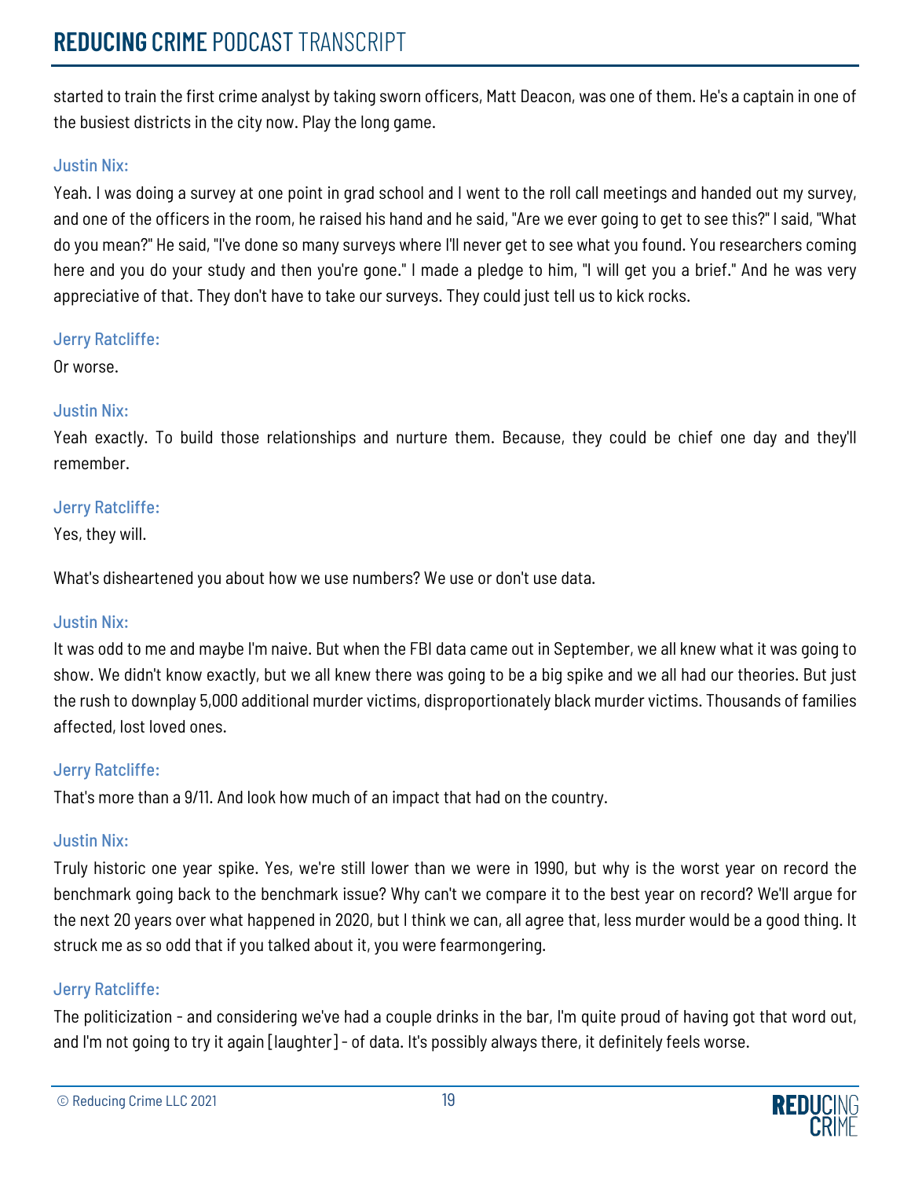started to train the first crime analyst by taking sworn officers, Matt Deacon, was one of them. He's a captain in one of the busiest districts in the city now. Play the long game.

**Justin Nix:**

Yeah. I was doing a survey at one point in grad school and I went to the roll call meetings and handed out my survey, and one of the officers in the room, he raised his hand and he said, "Are we ever going to get to see this?" I said, "What do you mean?" He said, "I've done so many surveys where I'll never get to see what you found. You researchers coming here and you do your study and then you're gone." I made a pledge to him, "I will get you a brief." And he was very appreciative of that. They don't have to take our surveys. They could just tell us to kick rocks.

**Jerry Ratcliffe:**

Or worse.

**Justin Nix:**

Yeah exactly. To build those relationships and nurture them. Because, they could be chief one day and they'll remember.

**Jerry Ratcliffe:**

Yes, they will.

What's disheartened you about how we use numbers? We use or don't use data.

**Justin Nix:**

It was odd to me and maybe I'm naive. But when the FBI data came out in September, we all knew what it was going to show. We didn't know exactly, but we all knew there was going to be a big spike and we all had our theories. But just the rush to downplay 5,000 additional murder victims, disproportionately black murder victims. Thousands of families affected, lost loved ones.

**Jerry Ratcliffe:**

That's more than a 9/11. And look how much of an impact that had on the country.

**Justin Nix:**

Truly historic one year spike. Yes, we're still lower than we were in 1990, but why is the worst year on record the benchmark going back to the benchmark issue? Why can't we compare it to the best year on record? We'll argue for the next 20 years over what happened in 2020, but I think we can, all agree that, less murder would be a good thing. It struck me as so odd that if you talked about it, you were fearmongering.

**Jerry Ratcliffe:**

The politicization - and considering we've had a couple drinks in the bar, I'm quite proud of having got that word out, and I'm not going to try it again [laughter] - of data. It's possibly always there, it definitely feels worse.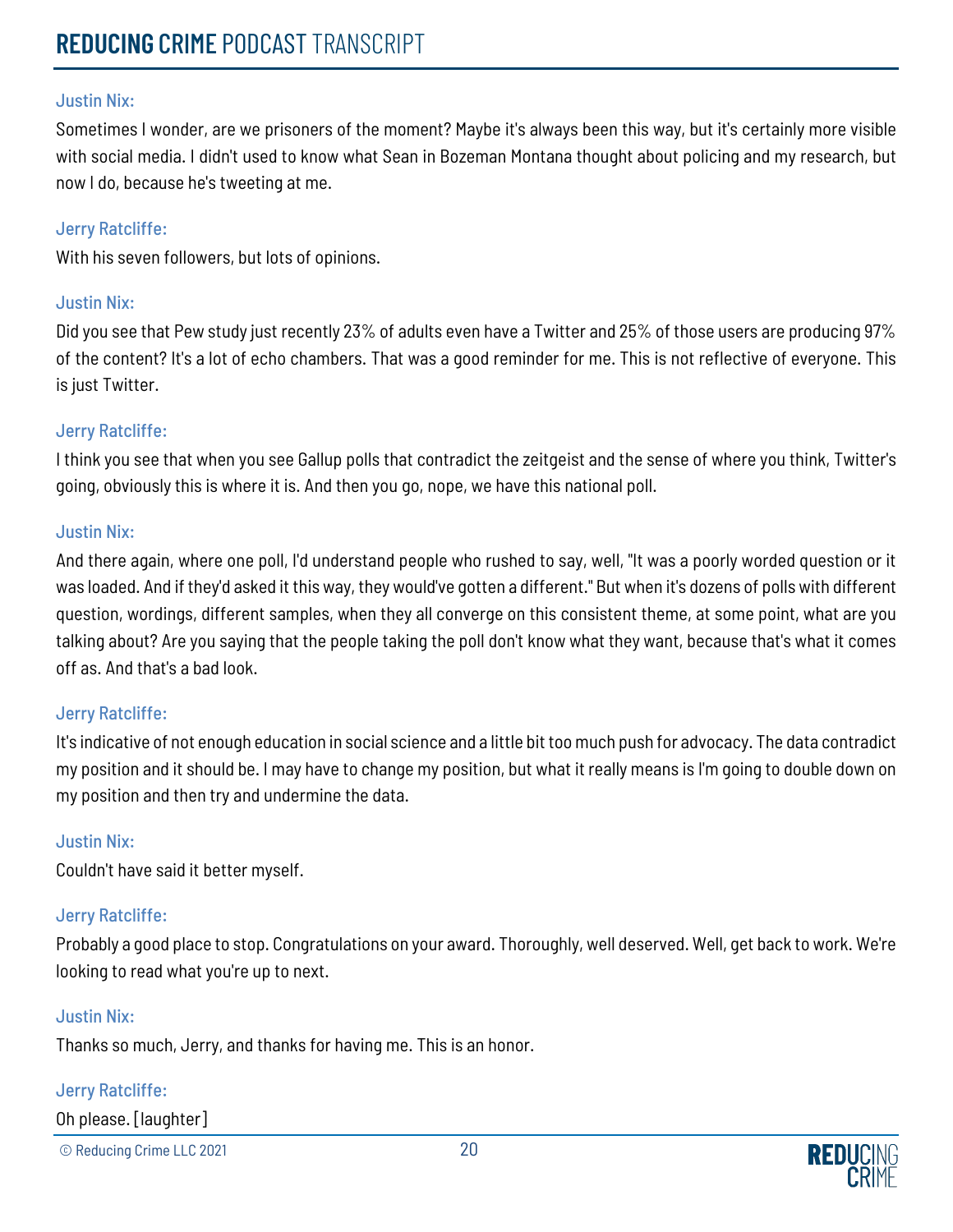**Justin Nix:**

Sometimes I wonder, are we prisoners of the moment? Maybe it's always been this way, but it's certainly more visible with social media. I didn't used to know what Sean in Bozeman Montana thought about policing and my research, but now I do, because he's tweeting at me.

**Jerry Ratcliffe:**

With his seven followers, but lots of opinions.

**Justin Nix:**

Did you see that Pew study just recently 23% of adults even have a Twitter and 25% of those users are producing 97% of the content? It's a lot of echo chambers. That was a good reminder for me. This is not reflective of everyone. This is just Twitter.

**Jerry Ratcliffe:**

I think you see that when you see Gallup polls that contradict the zeitgeist and the sense of where you think, Twitter's going, obviously this is where it is. And then you go, nope, we have this national poll.

**Justin Nix:**

And there again, where one poll, I'd understand people who rushed to say, well, "It was a poorly worded question or it was loaded. And if they'd asked it this way, they would've gotten a different." But when it's dozens of polls with different question, wordings, different samples, when they all converge on this consistent theme, at some point, what are you talking about? Are you saying that the people taking the poll don't know what they want, because that's what it comes off as. And that's a bad look.

**Jerry Ratcliffe:**

It's indicative of not enough education in social science and a little bit too much push for advocacy. The data contradict my position and it should be. I may have to change my position, but what it really means is I'm going to double down on my position and then try and undermine the data.

**Justin Nix:**

Couldn't have said it better myself.

**Jerry Ratcliffe:**

Probably a good place to stop. Congratulations on your award. Thoroughly, well deserved. Well, get back to work. We're looking to read what you're up to next.

**Justin Nix:**

Thanks so much, Jerry, and thanks for having me. This is an honor.

**Jerry Ratcliffe:**

Oh please. [laughter]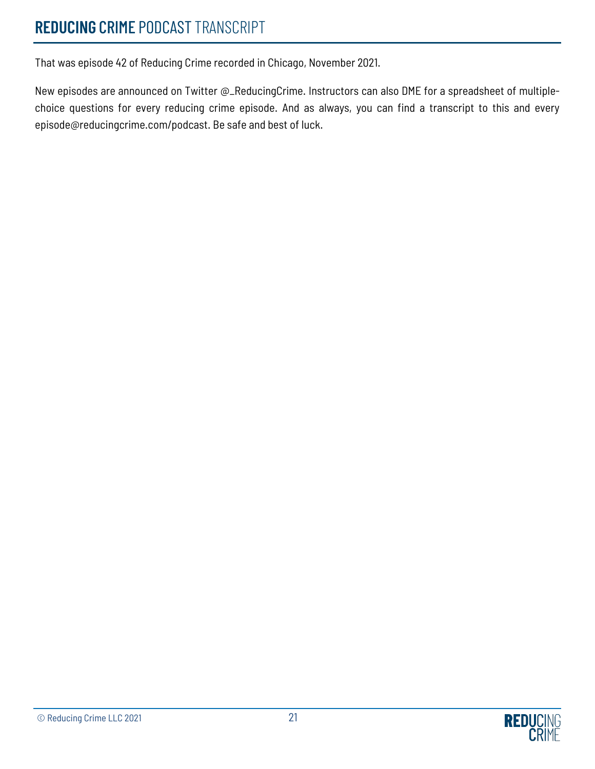That was episode 42 of Reducing Crime recorded in Chicago, November 2021.

New episodes are announced on Twitter @_ReducingCrime. Instructors can also DME for a spreadsheet of multiple-choice questions for every reducing crime episode. And as always, you can find a transcript to this and every episode@reducingcrime.com/podcast. Be safe and best of luck.